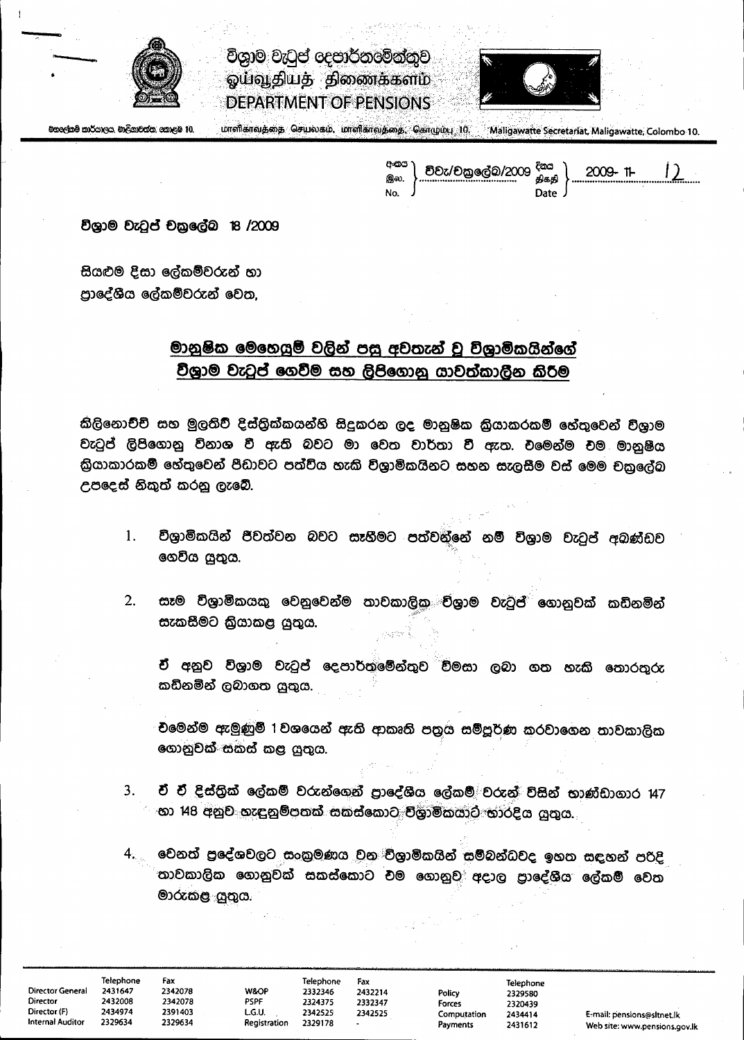විශ්‍රාම වැටුප් දෙපාර්තමේන්තුව
ஓய்வூதியத் திணைக்களம்
DEPARTMENT OF PENSIONS

මාලිගාවත්ත කාර්යාලය, මාලිගාවත්ත, කොළඹ 10. மாளிகாவத்தை செயலகம், மாளிகாவத்தை, கொழும்பு 10. Maligawatte Secretariat, Maligawatte, Colombo 10.

අංකය / இல. / No. විවැ/චක්‍රලේඛ/2009 දිනය / திகதி / Date 2009- 11- 12

**විශ්‍රාම වැටුප් චක්‍රලේඛ 18 /2009**

සියළුම දිසා ලේකම්වරුන් හා
ප්‍රාදේශීය ලේකම්වරුන් වෙත,

## මානුෂික මෙහෙයුම් වලින් පසු අවතැන් වූ විශ්‍රාමිකයින්ගේ විශ්‍රාම වැටුප් ගෙවීම සහ ලිපිගොනු යාවත්කාලීන කිරීම

කිලිනොච්චි සහ මුලතිව් දිස්ත්‍රික්කයන්හි සිදුකරන ලද මානුෂික ක්‍රියාකරකම් හේතුවෙන් විශ්‍රාම වැටුප් ලිපිගොනු විනාශ වී ඇති බවට මා වෙත වාර්තා වී ඇත. එමෙන්ම එම මානුෂීය ක්‍රියාකාරකම් හේතුවෙන් පීඩාවට පත්විය හැකි විශ්‍රාමිකයිනට සහන සැලසීම වස් මෙම චක්‍රලේඛ උපදෙස් නිකුත් කරනු ලැබේ.

1. විශ්‍රාමිකයින් ජීවත්වන බවට සෑහීමට පත්වන්නේ නම් විශ්‍රාම වැටුප් අඛණ්ඩව ගෙවිය යුතුය.

2. සෑම විශ්‍රාමිකයකු වෙනුවෙන්ම තාවකාලික විශ්‍රාම වැටුප් ගොනුවක් කඩිනමින් සැකසීමට ක්‍රියාකළ යුතුය.

   ඒ අනුව විශ්‍රාම වැටුප් දෙපාර්තමේන්තුව විමසා ලබා ගත හැකි තොරතුරු කඩිනමින් ලබාගත යුතුය.

   එමෙන්ම ඇමුණුම් 1 වශයෙන් ඇති ආකෘති පත්‍රය සම්පූර්ණ කරවාගෙන තාවකාලික ගොනුවක් සකස් කළ යුතුය.

3. ඒ ඒ දිස්ත්‍රික් ලේකම් වරුන්ගෙන් ප්‍රාදේශීය ලේකම් වරුන් විසින් භාණ්ඩාගාර 147 හා 148 අනුව හැඳුනුම්පතක් සකස්කොට විශ්‍රාමිකයාට භාරදිය යුතුය.

4. වෙනත් ප්‍රදේශවලට සංක්‍රමණය වන විශ්‍රාමිකයින් සම්බන්ධවද ඉහත සඳහන් පරිදි තාවකාලික ගොනුවක් සකස්කොට එම ගොනුව අදාල ප්‍රාදේශීය ලේකම් වෙත මාරුකළ යුතුය.

| | Telephone | Fax | | Telephone | Fax | | Telephone |
|---|---|---|---|---|---|---|---|
| Director General | 2431647 | 2342078 | W&OP | 2332346 | 2432214 | Policy | 2329580 |
| Director | 2432008 | 2342078 | PSPF | 2324375 | 2332347 | Forces | 2320439 |
| Director (F) | 2434974 | 2391403 | L.G.U. | 2342525 | 2342525 | Computation | 2434414 |
| Internal Auditor | 2329634 | 2329634 | Registration | 2329178 | - | Payments | 2431612 |

E-mail: pensions@sltnet.lk
Web site: www.pensions.gov.lk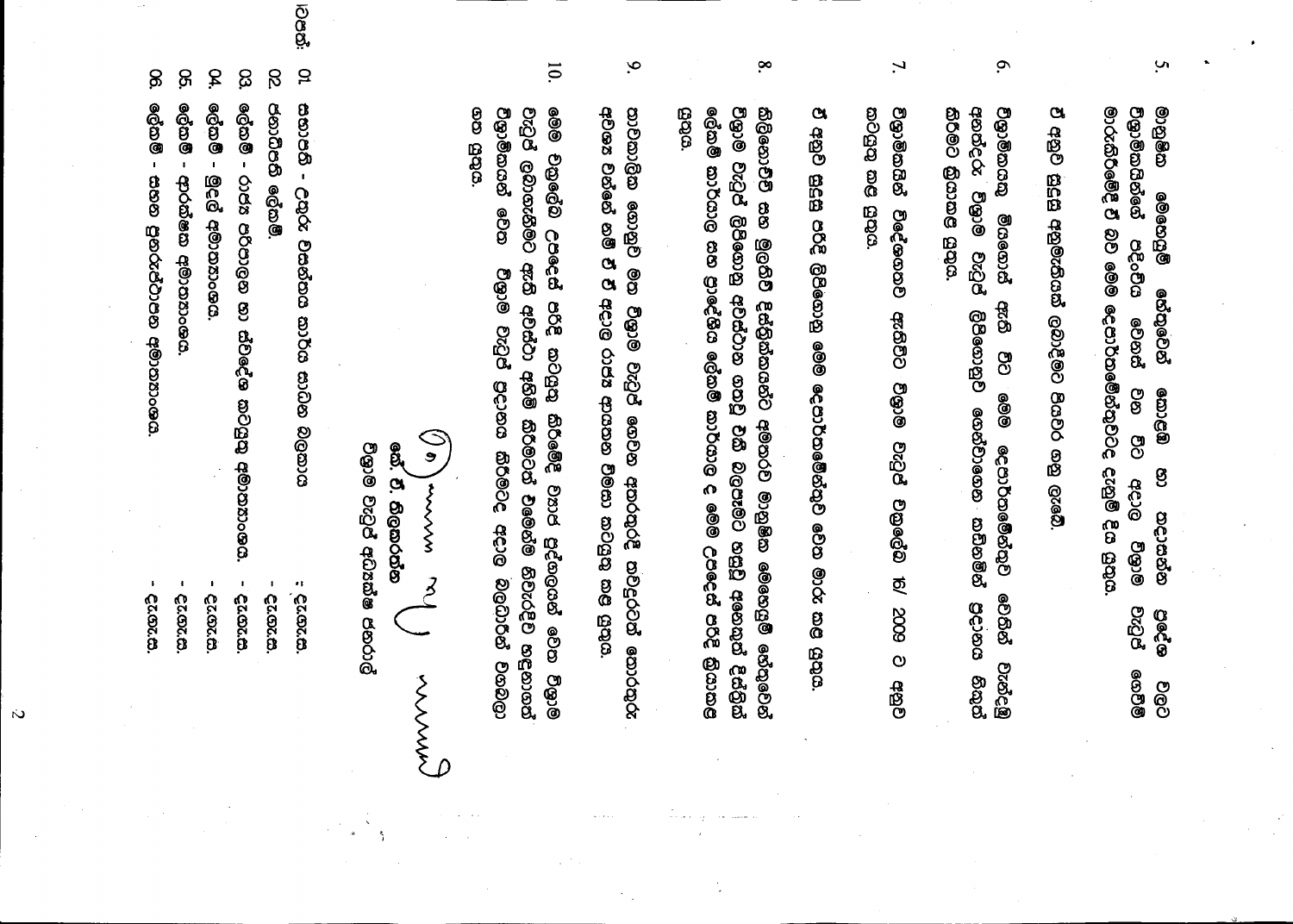5. ග්‍රාමීය මෙහෙයුම් ප්‍රදේශයේ කොටස හා පදනම ලබන ලෙසින් වන ආ ප්‍රාථමික ග්‍රාම වර්ධන් ස්වෙච්ඡා ලෙස ග්‍රාමීයයන්ගේ සංවිධාන ලෙසින් වන ආ ප්‍රදේශ ග්‍රාම වර්ධන් නියෝජිත පරිපාලන මාරුකිරීමේදී ඒ වන මෙම සොයාගැනීමේදී ලබාදීම ලෙස දැනුම් දිය යුතු ය.

   ඒ අනුව සෑම අනුමැතියක් ලබාදීමට හැකි වන සේ ය.

6. ග්‍රාමීයයා මාසයක් සඳහා වන මෙම සොයාගැනීමේදී ලෙසින් ප්‍රදේශ අනුමැතිය ග්‍රාම වර්ධන් නිලධාරියා ලෙස්වෙන සම්බන්ධ කිරීමට කලට ක්‍රියාත්මක කළ යුතු ය.

7. ග්‍රාමීයයන් විශ්‍රාමයට අනුමත ග්‍රාම වර්ධන් චක්‍රලේඛ 16/ 2009 ට අනුව පවත්වා යා යුතුය.

   ඒ අනුව සෑම දුර්ග ලිපිගොනු මෙම සොයාගැනීමේදී ලෙස මාරු කළ යුතුය.

8. නිලධාරීන් සහ ලිපිගොනු සංස්කරණයට අනුව ග්‍රාමීය මෙහෙයුම් ප්‍රදේශයේ ග්‍රාම වර්ධන් ලිපිගොනු අදාළ සොයාගත් ලිපි දත්ත ලබාදීම සඳහා කාර්යාල ප්‍රධානීන් ද ලේකම් කාර්යාල සහ ප්‍රදේශ ලේකම් කාර්යාල ද මෙම අනුමැතිය ලබා ගැනීම යුතුය.

9. පරිපාලන කොට්ඨාශ සහ ග්‍රාම වර්ධන් ලෙස අනුමතය පවත්වාගෙන යාමට ඇතුළු වන්නේ ඒ ඒ අනුව රාජ්‍ය ආයතන නිලධාරී පවත්වා යා යුතුය.

10. මෙම චක්‍රලේඛය ප්‍රකාශ කරන ලද පරිපාලන නිර්දේශ සහ ප්‍රදේශයේ ලෙස ග්‍රාම වර්ධන් නිලධාරීන් ඇති අනුමැතිය නිර්මාණය කරන ලද ග්‍රාම වර්ධන් ලෙස ග්‍රාම වර්ධන් ප්‍රධාන නිර්දේශ අනුව පරිපාලනය කළ යුතුය.

එස්. ඩී. නිලතිලක
ග්‍රාම වර්ධන් අධ්‍යක්ෂ ජනරාල්

පිටපත්:
01. සභාපති - රාජ්‍ය සේවා කොමිෂන් සභාව - දැ.ගැ.ස.
02. ජනාධිපති ලේකම් - දැ.ගැ.ස.
03. ලේකම් - රාජ්‍ය පරිපාලන හා ස්වදේශ කටයුතු අමාත්‍යාංශය - දැ.ගැ.ස.
04. ලේකම් - මුදල් අමාත්‍යාංශය - දැ.ගැ.ස.
05. ලේකම් - ආර්ථික අමාත්‍යාංශය - දැ.ගැ.ස.
06. ලේකම් - ජනතා සුබසාධක අමාත්‍යාංශය - දැ.ගැ.ස.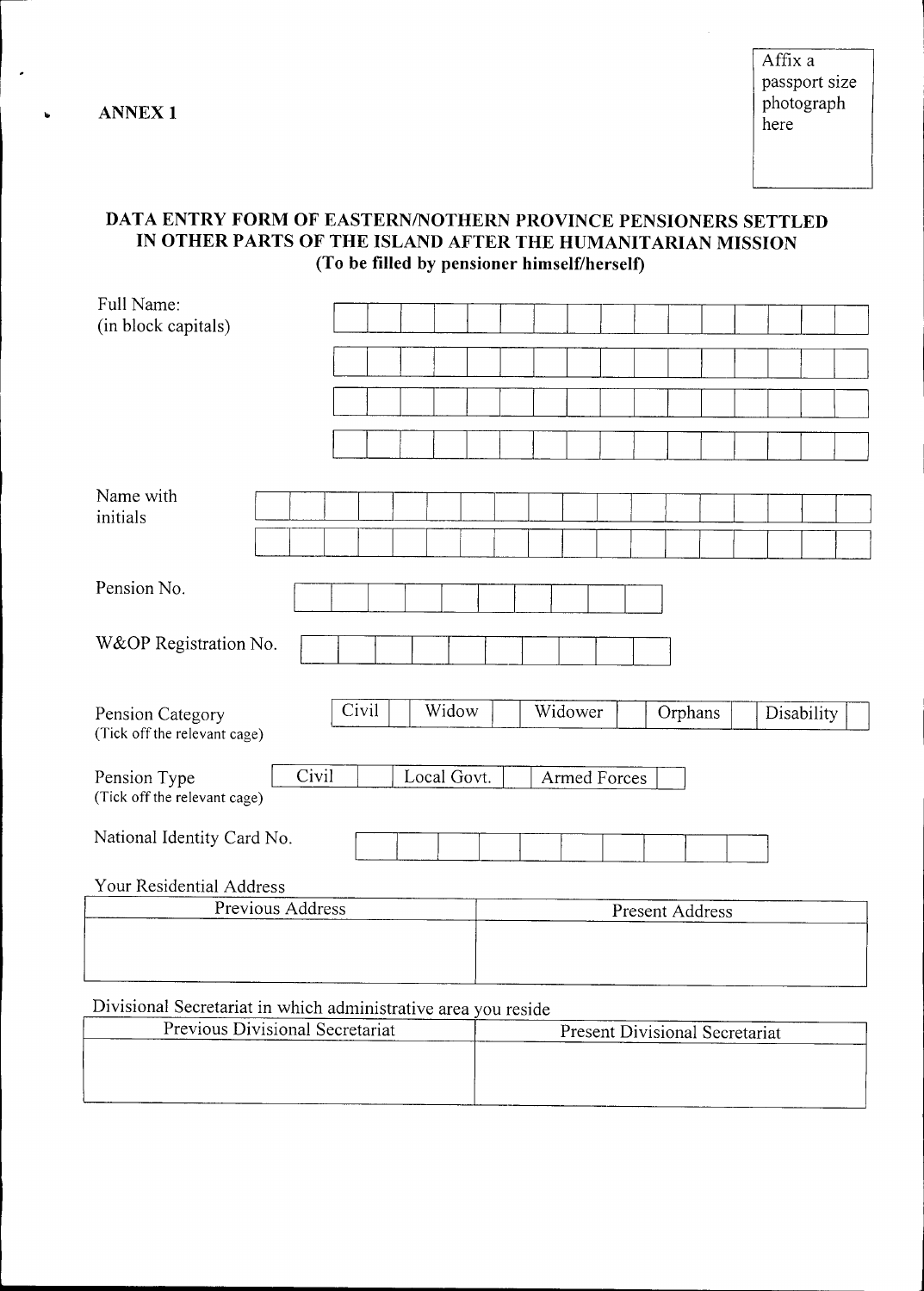**ANNEX 1**

Affix a passport size photograph here

## DATA ENTRY FORM OF EASTERN/NOTHERN PROVINCE PENSIONERS SETTLED IN OTHER PARTS OF THE ISLAND AFTER THE HUMANITARIAN MISSION

**(To be filled by pensioner himself/herself)**

Full Name:
(in block capitals)

Name with initials

Pension No.

W&OP Registration No.

Pension Category (Tick off the relevant cage): Civil [ ] Widow [ ] Widower [ ] Orphans [ ] Disability [ ]

Pension Type (Tick off the relevant cage): Civil [ ] Local Govt. [ ] Armed Forces [ ]

National Identity Card No.

Your Residential Address

| Previous Address | Present Address |
| --- | --- |
| | |

Divisional Secretariat in which administrative area you reside

| Previous Divisional Secretariat | Present Divisional Secretariat |
| --- | --- |
| | |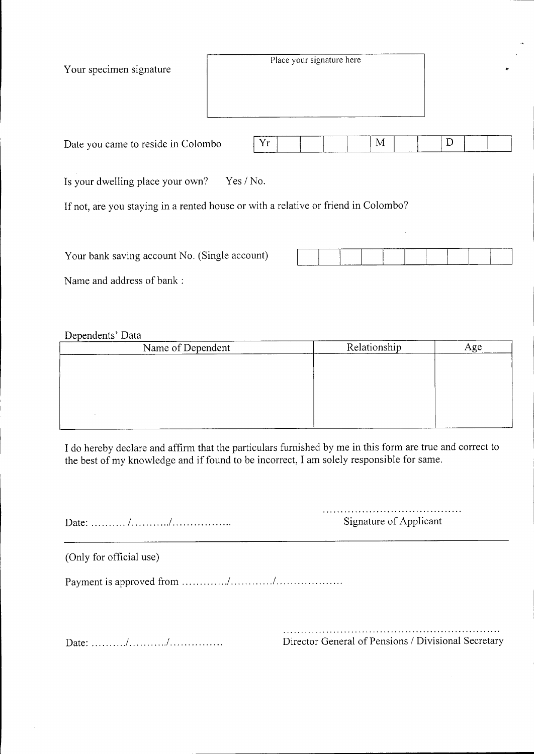Your specimen signature

| Place your signature here |
|---|
| |

Date you came to reside in Colombo

| Yr | | | | | M | | | D | | |
|---|---|---|---|---|---|---|---|---|---|---|

Is your dwelling place your own? Yes / No.

If not, are you staying in a rented house or with a relative or friend in Colombo?

Your bank saving account No. (Single account)

| | | | | | | | | | |
|---|---|---|---|---|---|---|---|---|---|

Name and address of bank :

Dependents' Data

| Name of Dependent | Relationship | Age |
|---|---|---|
| | | |

I do hereby declare and affirm that the particulars furnished by me in this form are true and correct to the best of my knowledge and if found to be incorrect, I am solely responsible for same.

Date: ………. /………../……………..

……………………………………
Signature of Applicant

(Only for official use)

Payment is approved from …………/…………/……………….

Date: ………./………../…………….

……………………………………………………….
Director General of Pensions / Divisional Secretary